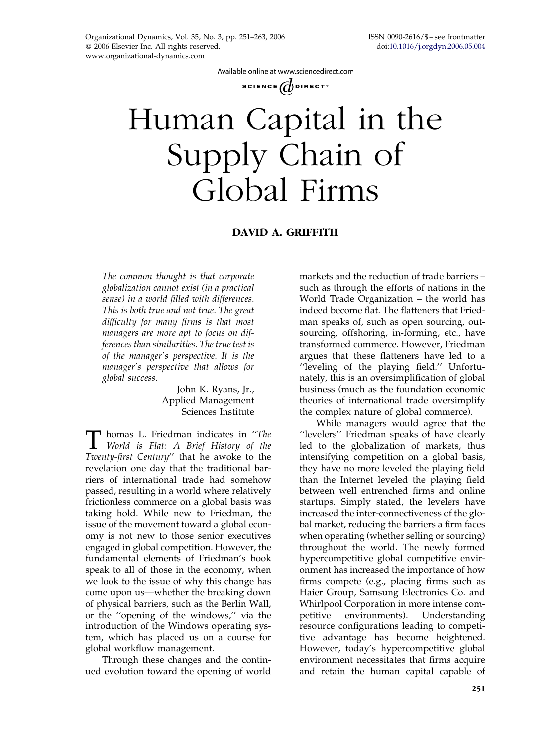# Human Capital in the Supply Chain of Global Firms

**DAVID A. GRIFFITH**

*The common thought is that corporate globalization cannot exist (in a practical sense) in a world filled with differences. This is both true and not true. The great difficulty for many firms is that most managers are more apt to focus on differences than similarities. The true test is of the manager's perspective. It is the manager's perspective that allows for global success.*

John K. Ryans, Jr.,
Applied Management
Sciences Institute

Thomas L. Friedman indicates in ''*The World is Flat: A Brief History of the Twenty-first Century*'' that he awoke to the revelation one day that the traditional barriers of international trade had somehow passed, resulting in a world where relatively frictionless commerce on a global basis was taking hold. While new to Friedman, the issue of the movement toward a global economy is not new to those senior executives engaged in global competition. However, the fundamental elements of Friedman's book speak to all of those in the economy, when we look to the issue of why this change has come upon us—whether the breaking down of physical barriers, such as the Berlin Wall, or the ''opening of the windows,'' via the introduction of the Windows operating system, which has placed us on a course for global workflow management.

Through these changes and the continued evolution toward the opening of world markets and the reduction of trade barriers – such as through the efforts of nations in the World Trade Organization – the world has indeed become flat. The flatteners that Friedman speaks of, such as open sourcing, outsourcing, offshoring, in-forming, etc., have transformed commerce. However, Friedman argues that these flatteners have led to a ''leveling of the playing field.'' Unfortunately, this is an oversimplification of global business (much as the foundation economic theories of international trade oversimplify the complex nature of global commerce).

While managers would agree that the ''levelers'' Friedman speaks of have clearly led to the globalization of markets, thus intensifying competition on a global basis, they have no more leveled the playing field than the Internet leveled the playing field between well entrenched firms and online startups. Simply stated, the levelers have increased the inter-connectiveness of the global market, reducing the barriers a firm faces when operating (whether selling or sourcing) throughout the world. The newly formed hypercompetitive global competitive environment has increased the importance of how firms compete (e.g., placing firms such as Haier Group, Samsung Electronics Co. and Whirlpool Corporation in more intense competitive environments). Understanding resource configurations leading to competitive advantage has become heightened. However, today's hypercompetitive global environment necessitates that firms acquire and retain the human capital capable of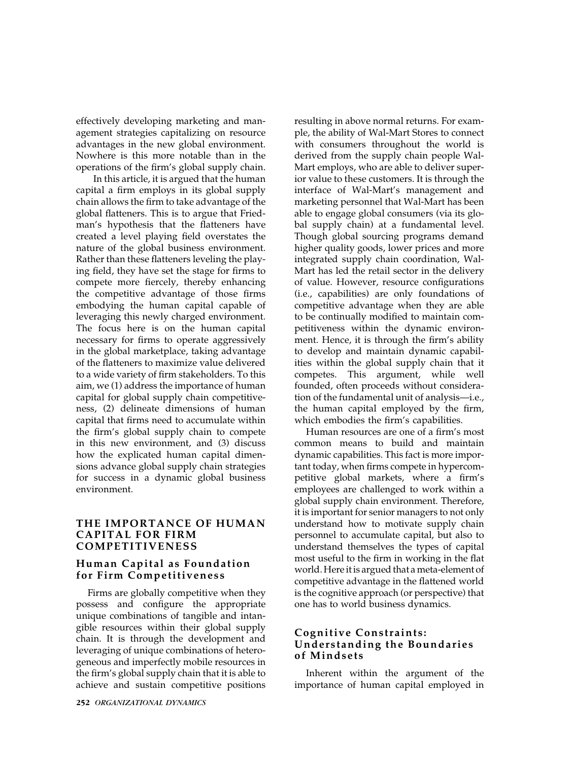effectively developing marketing and management strategies capitalizing on resource advantages in the new global environment. Nowhere is this more notable than in the operations of the firm's global supply chain.

In this article, it is argued that the human capital a firm employs in its global supply chain allows the firm to take advantage of the global flatteners. This is to argue that Friedman's hypothesis that the flatteners have created a level playing field overstates the nature of the global business environment. Rather than these flatteners leveling the playing field, they have set the stage for firms to compete more fiercely, thereby enhancing the competitive advantage of those firms embodying the human capital capable of leveraging this newly charged environment. The focus here is on the human capital necessary for firms to operate aggressively in the global marketplace, taking advantage of the flatteners to maximize value delivered to a wide variety of firm stakeholders. To this aim, we (1) address the importance of human capital for global supply chain competitiveness, (2) delineate dimensions of human capital that firms need to accumulate within the firm's global supply chain to compete in this new environment, and (3) discuss how the explicated human capital dimensions advance global supply chain strategies for success in a dynamic global business environment.

## THE IMPORTANCE OF HUMAN CAPITAL FOR FIRM COMPETITIVENESS

### Human Capital as Foundation for Firm Competitiveness

Firms are globally competitive when they possess and configure the appropriate unique combinations of tangible and intangible resources within their global supply chain. It is through the development and leveraging of unique combinations of heterogeneous and imperfectly mobile resources in the firm's global supply chain that it is able to achieve and sustain competitive positions resulting in above normal returns. For example, the ability of Wal-Mart Stores to connect with consumers throughout the world is derived from the supply chain people Wal-Mart employs, who are able to deliver superior value to these customers. It is through the interface of Wal-Mart's management and marketing personnel that Wal-Mart has been able to engage global consumers (via its global supply chain) at a fundamental level. Though global sourcing programs demand higher quality goods, lower prices and more integrated supply chain coordination, Wal-Mart has led the retail sector in the delivery of value. However, resource configurations (i.e., capabilities) are only foundations of competitive advantage when they are able to be continually modified to maintain competitiveness within the dynamic environment. Hence, it is through the firm's ability to develop and maintain dynamic capabilities within the global supply chain that it competes. This argument, while well founded, often proceeds without consideration of the fundamental unit of analysis—i.e., the human capital employed by the firm, which embodies the firm's capabilities.

Human resources are one of a firm's most common means to build and maintain dynamic capabilities. This fact is more important today, when firms compete in hypercompetitive global markets, where a firm's employees are challenged to work within a global supply chain environment. Therefore, it is important for senior managers to not only understand how to motivate supply chain personnel to accumulate capital, but also to understand themselves the types of capital most useful to the firm in working in the flat world. Here it is argued that a meta-element of competitive advantage in the flattened world is the cognitive approach (or perspective) that one has to world business dynamics.

### Cognitive Constraints: Understanding the Boundaries of Mindsets

Inherent within the argument of the importance of human capital employed in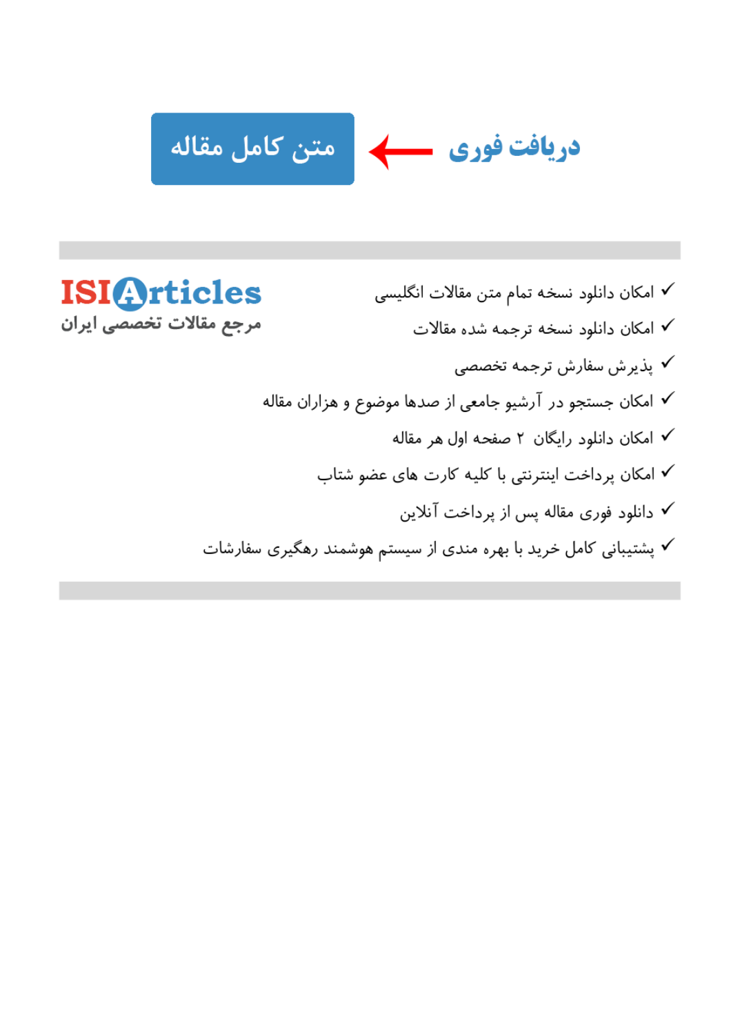دریافت فوری ← متن کامل مقاله

**ISIArticles**
مرجع مقالات تخصصی ایران

- ✓ امکان دانلود نسخه تمام متن مقالات انگلیسی
- ✓ امکان دانلود نسخه ترجمه شده مقالات
- ✓ پذیرش سفارش ترجمه تخصصی
- ✓ امکان جستجو در آرشیو جامعی از صدها موضوع و هزاران مقاله
- ✓ امکان دانلود رایگان ۲ صفحه اول هر مقاله
- ✓ امکان پرداخت اینترنتی با کلیه کارت های عضو شتاب
- ✓ دانلود فوری مقاله پس از پرداخت آنلاین
- ✓ پشتیبانی کامل خرید با بهره مندی از سیستم هوشمند رهگیری سفارشات